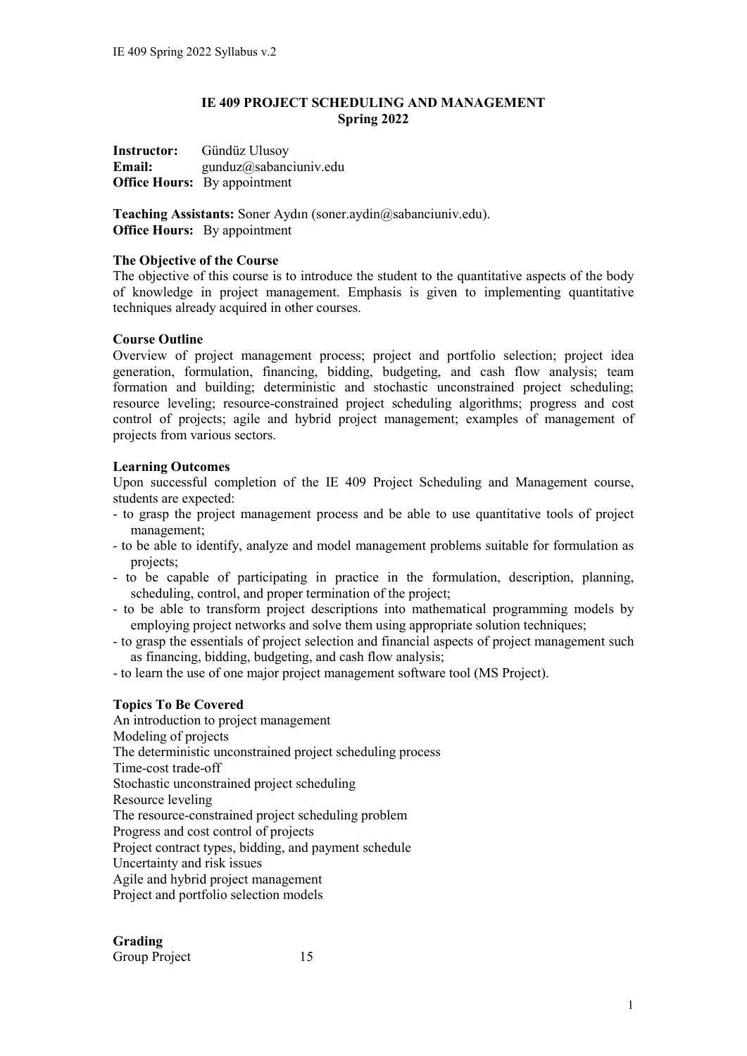# IE 409 PROJECT SCHEDULING AND MANAGEMENT
## Spring 2022

**Instructor:** Gündüz Ulusoy
**Email:** gunduz@sabanciuniv.edu
**Office Hours:** By appointment

**Teaching Assistants:** Soner Aydın (soner.aydin@sabanciuniv.edu).
**Office Hours:** By appointment

### The Objective of the Course

The objective of this course is to introduce the student to the quantitative aspects of the body of knowledge in project management. Emphasis is given to implementing quantitative techniques already acquired in other courses.

### Course Outline

Overview of project management process; project and portfolio selection; project idea generation, formulation, financing, bidding, budgeting, and cash flow analysis; team formation and building; deterministic and stochastic unconstrained project scheduling; resource leveling; resource-constrained project scheduling algorithms; progress and cost control of projects; agile and hybrid project management; examples of management of projects from various sectors.

### Learning Outcomes

Upon successful completion of the IE 409 Project Scheduling and Management course, students are expected:

- to grasp the project management process and be able to use quantitative tools of project management;
- to be able to identify, analyze and model management problems suitable for formulation as projects;
- to be capable of participating in practice in the formulation, description, planning, scheduling, control, and proper termination of the project;
- to be able to transform project descriptions into mathematical programming models by employing project networks and solve them using appropriate solution techniques;
- to grasp the essentials of project selection and financial aspects of project management such as financing, bidding, budgeting, and cash flow analysis;
- to learn the use of one major project management software tool (MS Project).

### Topics To Be Covered

An introduction to project management
Modeling of projects
The deterministic unconstrained project scheduling process
Time-cost trade-off
Stochastic unconstrained project scheduling
Resource leveling
The resource-constrained project scheduling problem
Progress and cost control of projects
Project contract types, bidding, and payment schedule
Uncertainty and risk issues
Agile and hybrid project management
Project and portfolio selection models

### Grading

Group Project 15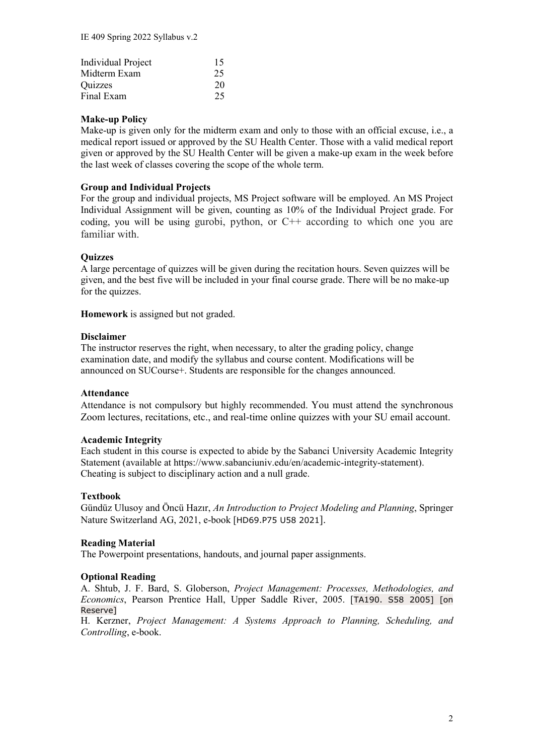| | |
|---|---|
| Individual Project | 15 |
| Midterm Exam | 25 |
| Quizzes | 20 |
| Final Exam | 25 |

**Make-up Policy**

Make-up is given only for the midterm exam and only to those with an official excuse, i.e., a medical report issued or approved by the SU Health Center. Those with a valid medical report given or approved by the SU Health Center will be given a make-up exam in the week before the last week of classes covering the scope of the whole term.

**Group and Individual Projects**

For the group and individual projects, MS Project software will be employed. An MS Project Individual Assignment will be given, counting as 10% of the Individual Project grade. For coding, you will be using gurobi, python, or C++ according to which one you are familiar with.

**Quizzes**

A large percentage of quizzes will be given during the recitation hours. Seven quizzes will be given, and the best five will be included in your final course grade. There will be no make-up for the quizzes.

**Homework** is assigned but not graded.

**Disclaimer**

The instructor reserves the right, when necessary, to alter the grading policy, change examination date, and modify the syllabus and course content. Modifications will be announced on SUCourse+. Students are responsible for the changes announced.

**Attendance**

Attendance is not compulsory but highly recommended. You must attend the synchronous Zoom lectures, recitations, etc., and real-time online quizzes with your SU email account.

**Academic Integrity**

Each student in this course is expected to abide by the Sabanci University Academic Integrity Statement (available at https://www.sabanciuniv.edu/en/academic-integrity-statement). Cheating is subject to disciplinary action and a null grade.

**Textbook**

Gündüz Ulusoy and Öncü Hazır, *An Introduction to Project Modeling and Planning*, Springer Nature Switzerland AG, 2021, e-book [HD69.P75 U58 2021].

**Reading Material**

The Powerpoint presentations, handouts, and journal paper assignments.

**Optional Reading**

A. Shtub, J. F. Bard, S. Globerson, *Project Management: Processes, Methodologies, and Economics*, Pearson Prentice Hall, Upper Saddle River, 2005. [TA190. S58 2005] [on Reserve]

H. Kerzner, *Project Management: A Systems Approach to Planning, Scheduling, and Controlling*, e-book.